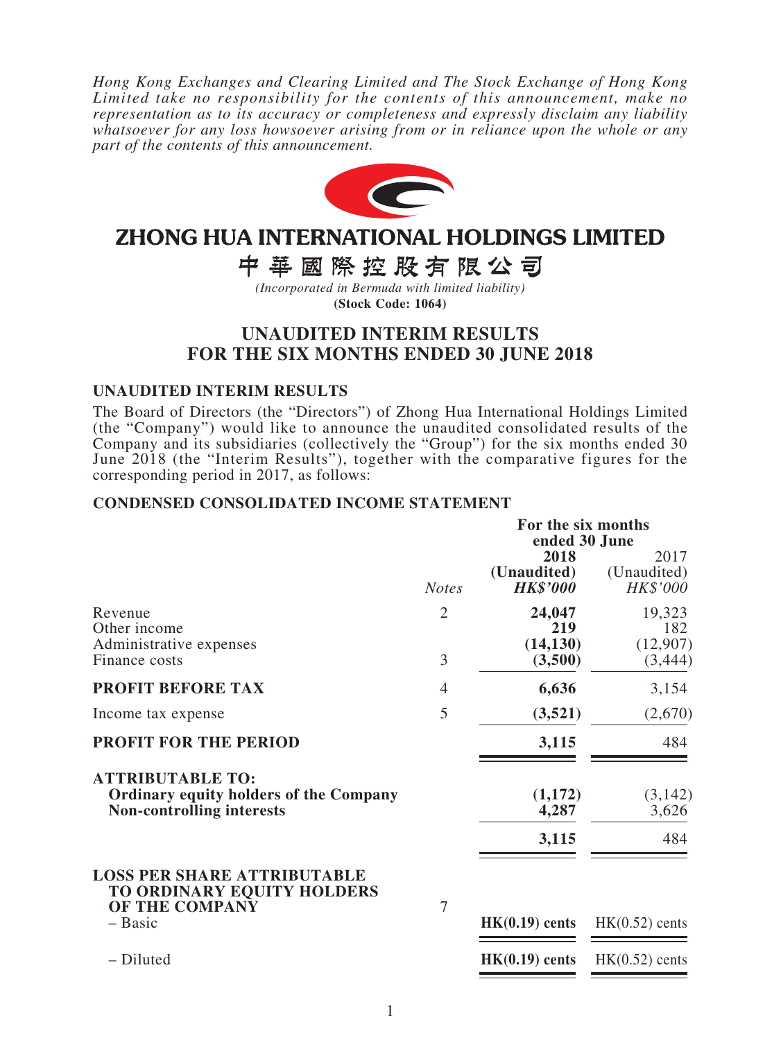*Hong Kong Exchanges and Clearing Limited and The Stock Exchange of Hong Kong Limited take no responsibility for the contents of this announcement, make no representation as to its accuracy or completeness and expressly disclaim any liability whatsoever for any loss howsoever arising from or in reliance upon the whole or any part of the contents of this announcement.*

# ZHONG HUA INTERNATIONAL HOLDINGS LIMITED

# 中華國際控股有限公司

*(Incorporated in Bermuda with limited liability)*

**(Stock Code: 1064)**

## UNAUDITED INTERIM RESULTS FOR THE SIX MONTHS ENDED 30 JUNE 2018

### UNAUDITED INTERIM RESULTS

The Board of Directors (the "Directors") of Zhong Hua International Holdings Limited (the "Company") would like to announce the unaudited consolidated results of the Company and its subsidiaries (collectively the "Group") for the six months ended 30 June 2018 (the "Interim Results"), together with the comparative figures for the corresponding period in 2017, as follows:

### CONDENSED CONSOLIDATED INCOME STATEMENT

| | | For the six months ended 30 June | |
|---|---|---|---|
| | *Notes* | **2018 (Unaudited) *HK$'000*** | 2017 (Unaudited) *HK$'000* |
| Revenue | 2 | **24,047** | 19,323 |
| Other income | | **219** | 182 |
| Administrative expenses | | **(14,130)** | (12,907) |
| Finance costs | 3 | **(3,500)** | (3,444) |
| **PROFIT BEFORE TAX** | 4 | **6,636** | 3,154 |
| Income tax expense | 5 | **(3,521)** | (2,670) |
| **PROFIT FOR THE PERIOD** | | **3,115** | 484 |
| **ATTRIBUTABLE TO:** | | | |
| **Ordinary equity holders of the Company** | | **(1,172)** | (3,142) |
| **Non-controlling interests** | | **4,287** | 3,626 |
| | | **3,115** | 484 |
| **LOSS PER SHARE ATTRIBUTABLE TO ORDINARY EQUITY HOLDERS OF THE COMPANY** | 7 | | |
| – Basic | | **HK(0.19) cents** | HK(0.52) cents |
| – Diluted | | **HK(0.19) cents** | HK(0.52) cents |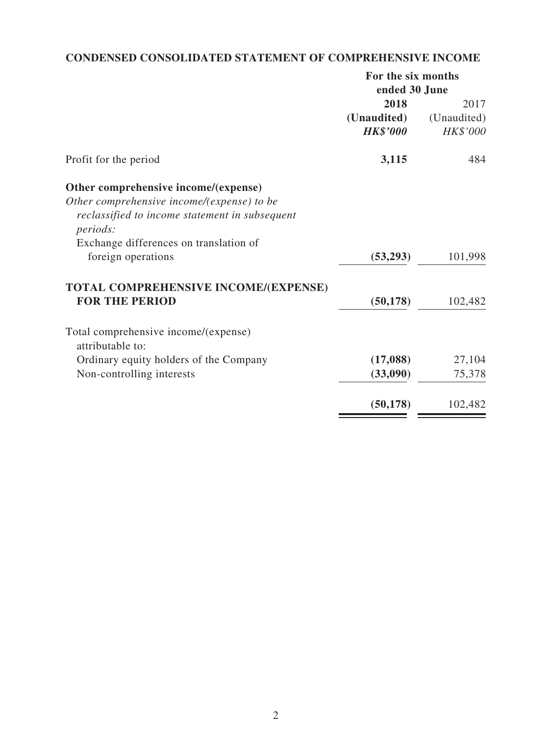**CONDENSED CONSOLIDATED STATEMENT OF COMPREHENSIVE INCOME**

| | For the six months ended 30 June | |
|---|---|---|
| | **2018** | 2017 |
| | **(Unaudited)** | (Unaudited) |
| | ***HK$'000*** | *HK$'000* |
| Profit for the period | **3,115** | 484 |
| **Other comprehensive income/(expense)** | | |
| *Other comprehensive income/(expense) to be reclassified to income statement in subsequent periods:* | | |
| Exchange differences on translation of foreign operations | **(53,293)** | 101,998 |
| **TOTAL COMPREHENSIVE INCOME/(EXPENSE) FOR THE PERIOD** | **(50,178)** | 102,482 |
| Total comprehensive income/(expense) attributable to: | | |
| Ordinary equity holders of the Company | **(17,088)** | 27,104 |
| Non-controlling interests | **(33,090)** | 75,378 |
| | **(50,178)** | 102,482 |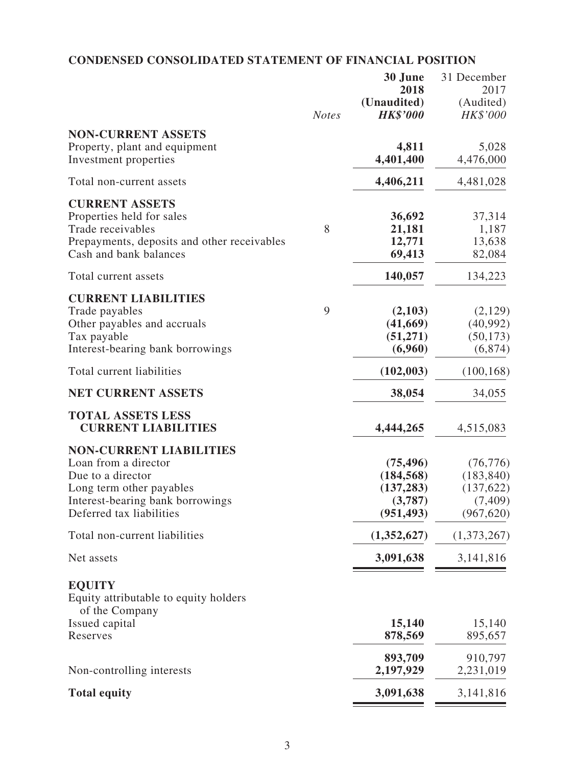## CONDENSED CONSOLIDATED STATEMENT OF FINANCIAL POSITION

| | *Notes* | **30 June 2018 (Unaudited) *HK$'000*** | 31 December 2017 (Audited) *HK$'000* |
|---|---|---|---|
| **NON-CURRENT ASSETS** | | | |
| Property, plant and equipment | | **4,811** | 5,028 |
| Investment properties | | **4,401,400** | 4,476,000 |
| Total non-current assets | | **4,406,211** | 4,481,028 |
| **CURRENT ASSETS** | | | |
| Properties held for sales | | **36,692** | 37,314 |
| Trade receivables | 8 | **21,181** | 1,187 |
| Prepayments, deposits and other receivables | | **12,771** | 13,638 |
| Cash and bank balances | | **69,413** | 82,084 |
| Total current assets | | **140,057** | 134,223 |
| **CURRENT LIABILITIES** | | | |
| Trade payables | 9 | **(2,103)** | (2,129) |
| Other payables and accruals | | **(41,669)** | (40,992) |
| Tax payable | | **(51,271)** | (50,173) |
| Interest-bearing bank borrowings | | **(6,960)** | (6,874) |
| Total current liabilities | | **(102,003)** | (100,168) |
| **NET CURRENT ASSETS** | | **38,054** | 34,055 |
| **TOTAL ASSETS LESS CURRENT LIABILITIES** | | **4,444,265** | 4,515,083 |
| **NON-CURRENT LIABILITIES** | | | |
| Loan from a director | | **(75,496)** | (76,776) |
| Due to a director | | **(184,568)** | (183,840) |
| Long term other payables | | **(137,283)** | (137,622) |
| Interest-bearing bank borrowings | | **(3,787)** | (7,409) |
| Deferred tax liabilities | | **(951,493)** | (967,620) |
| Total non-current liabilities | | **(1,352,627)** | (1,373,267) |
| Net assets | | **3,091,638** | 3,141,816 |
| **EQUITY** | | | |
| Equity attributable to equity holders of the Company | | | |
| Issued capital | | **15,140** | 15,140 |
| Reserves | | **878,569** | 895,657 |
| | | **893,709** | 910,797 |
| Non-controlling interests | | **2,197,929** | 2,231,019 |
| **Total equity** | | **3,091,638** | 3,141,816 |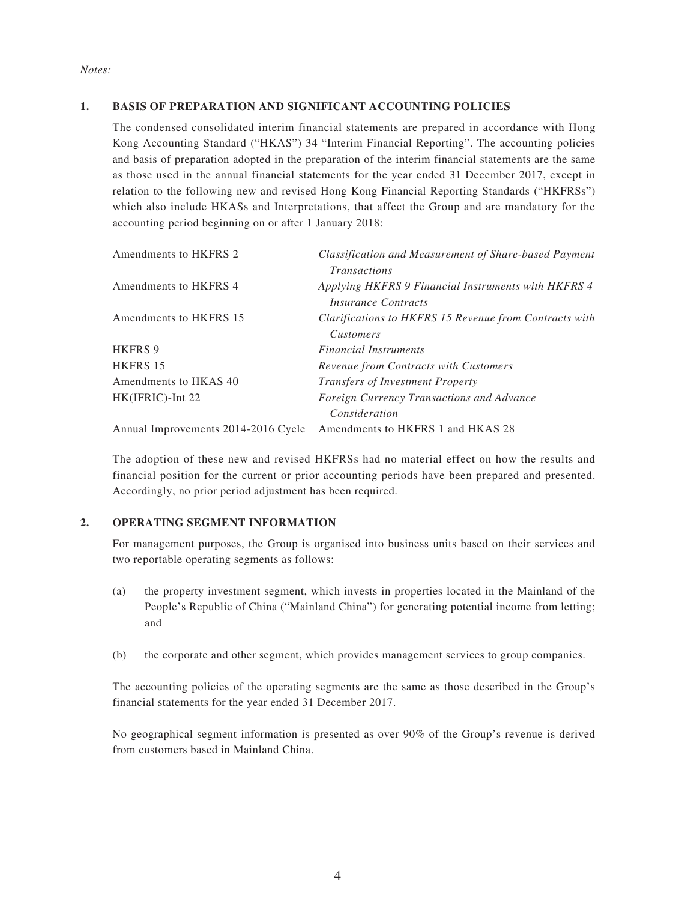*Notes:*

## 1. BASIS OF PREPARATION AND SIGNIFICANT ACCOUNTING POLICIES

The condensed consolidated interim financial statements are prepared in accordance with Hong Kong Accounting Standard ("HKAS") 34 "Interim Financial Reporting". The accounting policies and basis of preparation adopted in the preparation of the interim financial statements are the same as those used in the annual financial statements for the year ended 31 December 2017, except in relation to the following new and revised Hong Kong Financial Reporting Standards ("HKFRSs") which also include HKASs and Interpretations, that affect the Group and are mandatory for the accounting period beginning on or after 1 January 2018:

| | |
|---|---|
| Amendments to HKFRS 2 | *Classification and Measurement of Share-based Payment Transactions* |
| Amendments to HKFRS 4 | *Applying HKFRS 9 Financial Instruments with HKFRS 4 Insurance Contracts* |
| Amendments to HKFRS 15 | *Clarifications to HKFRS 15 Revenue from Contracts with Customers* |
| HKFRS 9 | *Financial Instruments* |
| HKFRS 15 | *Revenue from Contracts with Customers* |
| Amendments to HKAS 40 | *Transfers of Investment Property* |
| HK(IFRIC)-Int 22 | *Foreign Currency Transactions and Advance Consideration* |
| Annual Improvements 2014-2016 Cycle | Amendments to HKFRS 1 and HKAS 28 |

The adoption of these new and revised HKFRSs had no material effect on how the results and financial position for the current or prior accounting periods have been prepared and presented. Accordingly, no prior period adjustment has been required.

## 2. OPERATING SEGMENT INFORMATION

For management purposes, the Group is organised into business units based on their services and two reportable operating segments as follows:

(a) the property investment segment, which invests in properties located in the Mainland of the People's Republic of China ("Mainland China") for generating potential income from letting; and

(b) the corporate and other segment, which provides management services to group companies.

The accounting policies of the operating segments are the same as those described in the Group's financial statements for the year ended 31 December 2017.

No geographical segment information is presented as over 90% of the Group's revenue is derived from customers based in Mainland China.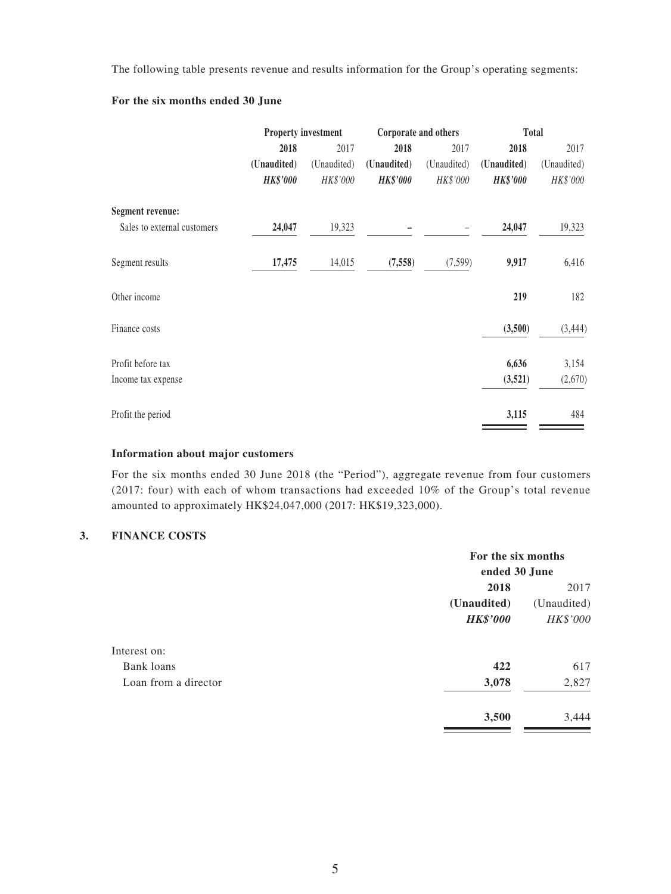The following table presents revenue and results information for the Group's operating segments:

**For the six months ended 30 June**

| | Property investment | | Corporate and others | | Total | |
|---|---|---|---|---|---|---|
| | **2018** | 2017 | **2018** | 2017 | **2018** | 2017 |
| | **(Unaudited)** | (Unaudited) | **(Unaudited)** | (Unaudited) | **(Unaudited)** | (Unaudited) |
| | ***HK$'000*** | *HK$'000* | ***HK$'000*** | *HK$'000* | ***HK$'000*** | *HK$'000* |
| **Segment revenue:** | | | | | | |
| Sales to external customers | **24,047** | 19,323 | **–** | – | **24,047** | 19,323 |
| Segment results | **17,475** | 14,015 | **(7,558)** | (7,599) | **9,917** | 6,416 |
| Other income | | | | | **219** | 182 |
| Finance costs | | | | | **(3,500)** | (3,444) |
| Profit before tax | | | | | **6,636** | 3,154 |
| Income tax expense | | | | | **(3,521)** | (2,670) |
| Profit the period | | | | | **3,115** | 484 |

**Information about major customers**

For the six months ended 30 June 2018 (the "Period"), aggregate revenue from four customers (2017: four) with each of whom transactions had exceeded 10% of the Group's total revenue amounted to approximately HK$24,047,000 (2017: HK$19,323,000).

## 3. FINANCE COSTS

| | For the six months ended 30 June | |
|---|---|---|
| | **2018** | 2017 |
| | **(Unaudited)** | (Unaudited) |
| | ***HK$'000*** | *HK$'000* |
| Interest on: | | |
| Bank loans | **422** | 617 |
| Loan from a director | **3,078** | 2,827 |
| | **3,500** | 3,444 |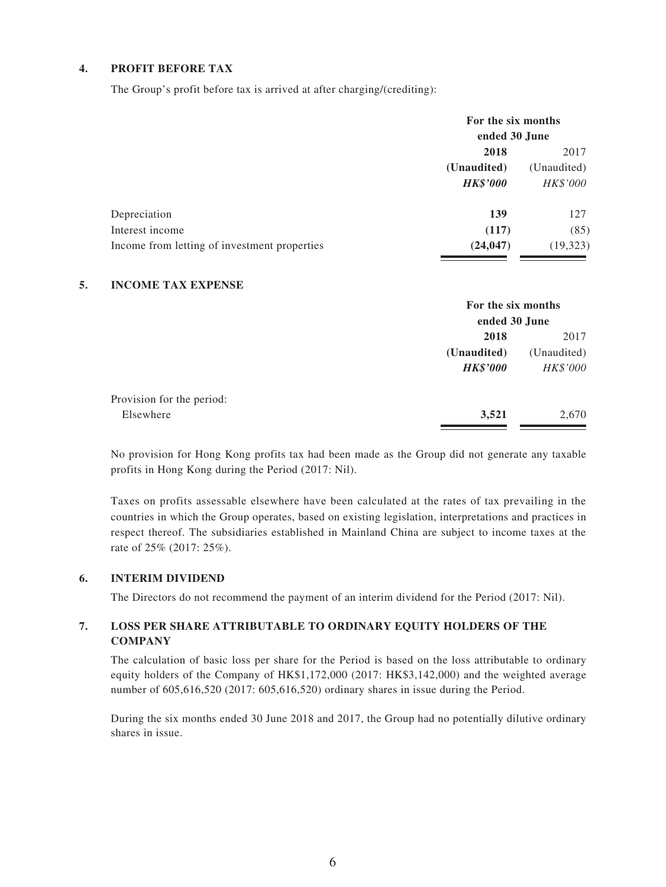## 4. PROFIT BEFORE TAX

The Group's profit before tax is arrived at after charging/(crediting):

| | For the six months ended 30 June | |
|---|---|---|
| | **2018** | 2017 |
| | **(Unaudited)** | (Unaudited) |
| | ***HK$'000*** | *HK$'000* |
| Depreciation | **139** | 127 |
| Interest income | **(117)** | (85) |
| Income from letting of investment properties | **(24,047)** | (19,323) |

## 5. INCOME TAX EXPENSE

| | For the six months ended 30 June | |
|---|---|---|
| | **2018** | 2017 |
| | **(Unaudited)** | (Unaudited) |
| | ***HK$'000*** | *HK$'000* |
| Provision for the period: | | |
| Elsewhere | **3,521** | 2,670 |

No provision for Hong Kong profits tax had been made as the Group did not generate any taxable profits in Hong Kong during the Period (2017: Nil).

Taxes on profits assessable elsewhere have been calculated at the rates of tax prevailing in the countries in which the Group operates, based on existing legislation, interpretations and practices in respect thereof. The subsidiaries established in Mainland China are subject to income taxes at the rate of 25% (2017: 25%).

## 6. INTERIM DIVIDEND

The Directors do not recommend the payment of an interim dividend for the Period (2017: Nil).

## 7. LOSS PER SHARE ATTRIBUTABLE TO ORDINARY EQUITY HOLDERS OF THE COMPANY

The calculation of basic loss per share for the Period is based on the loss attributable to ordinary equity holders of the Company of HK$1,172,000 (2017: HK$3,142,000) and the weighted average number of 605,616,520 (2017: 605,616,520) ordinary shares in issue during the Period.

During the six months ended 30 June 2018 and 2017, the Group had no potentially dilutive ordinary shares in issue.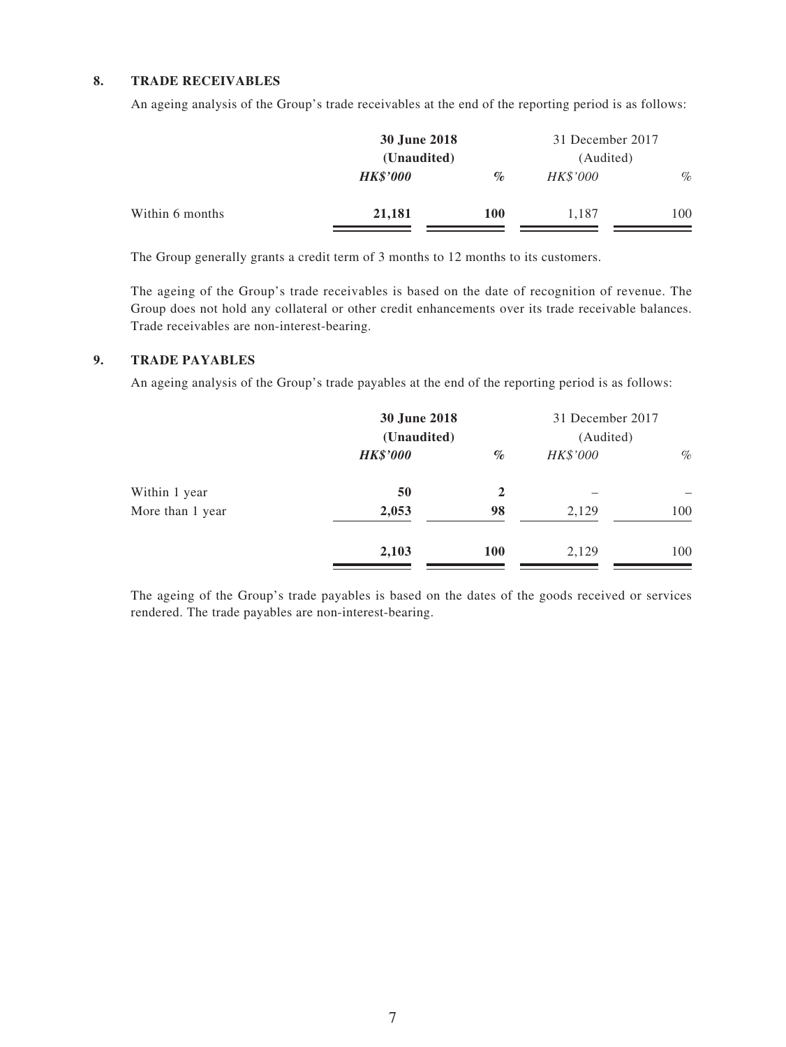## 8. TRADE RECEIVABLES

An ageing analysis of the Group's trade receivables at the end of the reporting period is as follows:

| | **30 June 2018 (Unaudited)** | | 31 December 2017 (Audited) | |
|---|---|---|---|---|
| | ***HK$'000*** | ***%*** | *HK$'000* | *%* |
| Within 6 months | **21,181** | **100** | 1,187 | 100 |

The Group generally grants a credit term of 3 months to 12 months to its customers.

The ageing of the Group's trade receivables is based on the date of recognition of revenue. The Group does not hold any collateral or other credit enhancements over its trade receivable balances. Trade receivables are non-interest-bearing.

## 9. TRADE PAYABLES

An ageing analysis of the Group's trade payables at the end of the reporting period is as follows:

| | **30 June 2018 (Unaudited)** | | 31 December 2017 (Audited) | |
|---|---|---|---|---|
| | ***HK$'000*** | ***%*** | *HK$'000* | *%* |
| Within 1 year | **50** | **2** | – | – |
| More than 1 year | **2,053** | **98** | 2,129 | 100 |
| | **2,103** | **100** | 2,129 | 100 |

The ageing of the Group's trade payables is based on the dates of the goods received or services rendered. The trade payables are non-interest-bearing.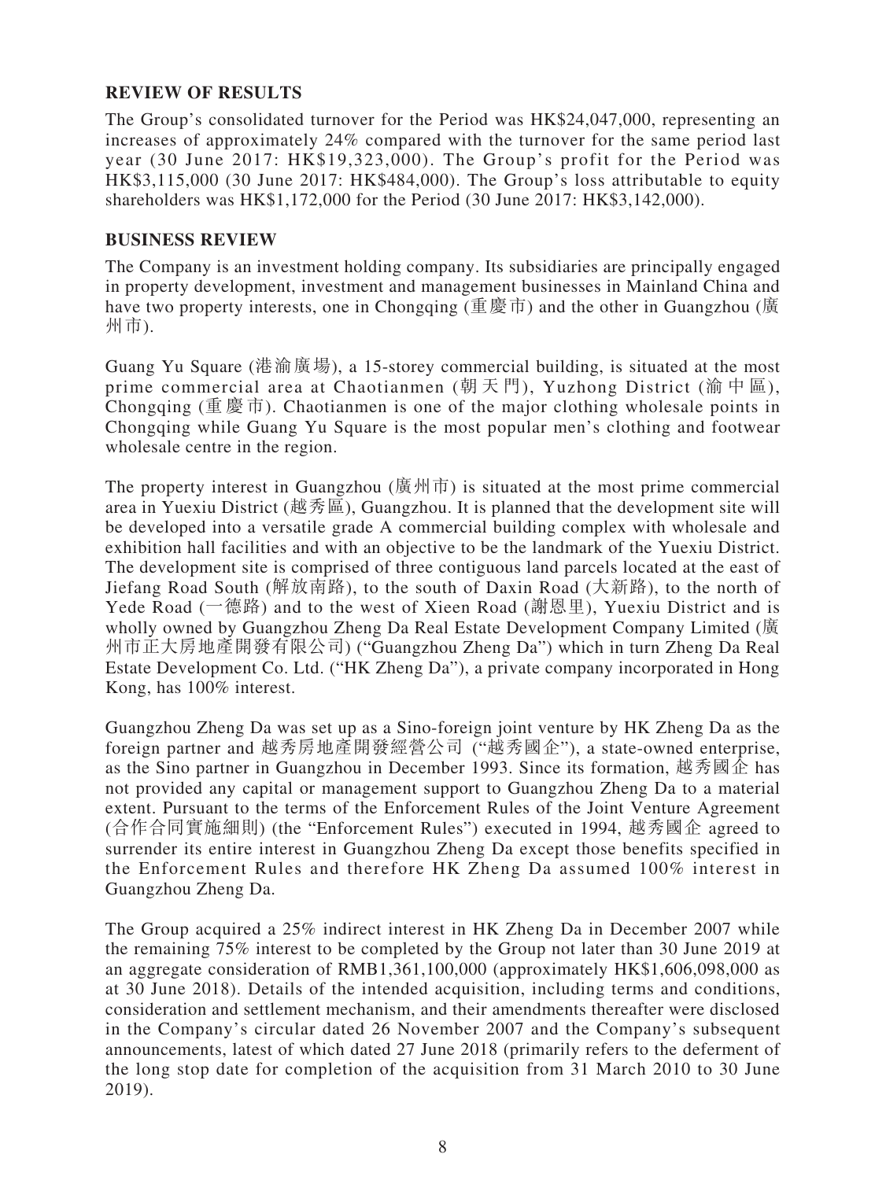## REVIEW OF RESULTS

The Group's consolidated turnover for the Period was HK$24,047,000, representing an increases of approximately 24% compared with the turnover for the same period last year (30 June 2017: HK$19,323,000). The Group's profit for the Period was HK$3,115,000 (30 June 2017: HK$484,000). The Group's loss attributable to equity shareholders was HK$1,172,000 for the Period (30 June 2017: HK$3,142,000).

## BUSINESS REVIEW

The Company is an investment holding company. Its subsidiaries are principally engaged in property development, investment and management businesses in Mainland China and have two property interests, one in Chongqing (重慶市) and the other in Guangzhou (廣州市).

Guang Yu Square (港渝廣場), a 15-storey commercial building, is situated at the most prime commercial area at Chaotianmen (朝天門), Yuzhong District (渝中區), Chongqing (重慶市). Chaotianmen is one of the major clothing wholesale points in Chongqing while Guang Yu Square is the most popular men's clothing and footwear wholesale centre in the region.

The property interest in Guangzhou (廣州市) is situated at the most prime commercial area in Yuexiu District (越秀區), Guangzhou. It is planned that the development site will be developed into a versatile grade A commercial building complex with wholesale and exhibition hall facilities and with an objective to be the landmark of the Yuexiu District. The development site is comprised of three contiguous land parcels located at the east of Jiefang Road South (解放南路), to the south of Daxin Road (大新路), to the north of Yede Road (一德路) and to the west of Xieen Road (謝恩里), Yuexiu District and is wholly owned by Guangzhou Zheng Da Real Estate Development Company Limited (廣州市正大房地產開發有限公司) ("Guangzhou Zheng Da") which in turn Zheng Da Real Estate Development Co. Ltd. ("HK Zheng Da"), a private company incorporated in Hong Kong, has 100% interest.

Guangzhou Zheng Da was set up as a Sino-foreign joint venture by HK Zheng Da as the foreign partner and 越秀房地產開發經營公司 ("越秀國企"), a state-owned enterprise, as the Sino partner in Guangzhou in December 1993. Since its formation, 越秀國企 has not provided any capital or management support to Guangzhou Zheng Da to a material extent. Pursuant to the terms of the Enforcement Rules of the Joint Venture Agreement (合作合同實施細則) (the "Enforcement Rules") executed in 1994, 越秀國企 agreed to surrender its entire interest in Guangzhou Zheng Da except those benefits specified in the Enforcement Rules and therefore HK Zheng Da assumed 100% interest in Guangzhou Zheng Da.

The Group acquired a 25% indirect interest in HK Zheng Da in December 2007 while the remaining 75% interest to be completed by the Group not later than 30 June 2019 at an aggregate consideration of RMB1,361,100,000 (approximately HK$1,606,098,000 as at 30 June 2018). Details of the intended acquisition, including terms and conditions, consideration and settlement mechanism, and their amendments thereafter were disclosed in the Company's circular dated 26 November 2007 and the Company's subsequent announcements, latest of which dated 27 June 2018 (primarily refers to the deferment of the long stop date for completion of the acquisition from 31 March 2010 to 30 June 2019).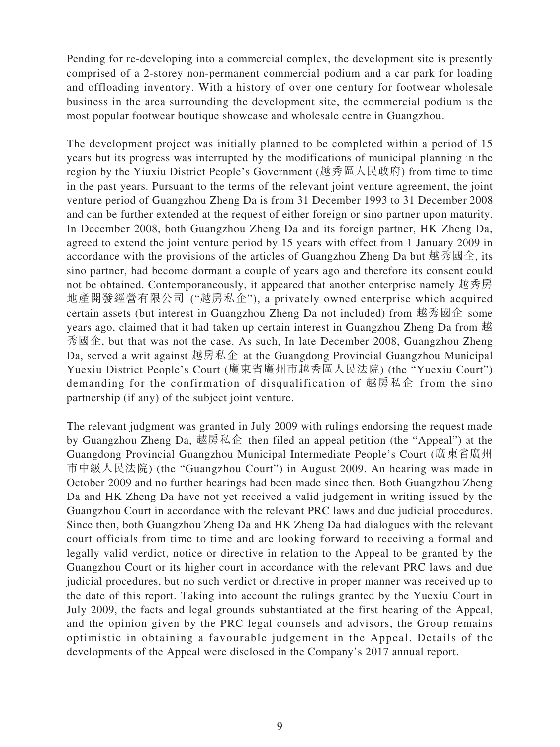Pending for re-developing into a commercial complex, the development site is presently comprised of a 2-storey non-permanent commercial podium and a car park for loading and offloading inventory. With a history of over one century for footwear wholesale business in the area surrounding the development site, the commercial podium is the most popular footwear boutique showcase and wholesale centre in Guangzhou.

The development project was initially planned to be completed within a period of 15 years but its progress was interrupted by the modifications of municipal planning in the region by the Yiuxiu District People's Government (越秀區人民政府) from time to time in the past years. Pursuant to the terms of the relevant joint venture agreement, the joint venture period of Guangzhou Zheng Da is from 31 December 1993 to 31 December 2008 and can be further extended at the request of either foreign or sino partner upon maturity. In December 2008, both Guangzhou Zheng Da and its foreign partner, HK Zheng Da, agreed to extend the joint venture period by 15 years with effect from 1 January 2009 in accordance with the provisions of the articles of Guangzhou Zheng Da but 越秀國企, its sino partner, had become dormant a couple of years ago and therefore its consent could not be obtained. Contemporaneously, it appeared that another enterprise namely 越秀房地產開發經營有限公司 ("越房私企"), a privately owned enterprise which acquired certain assets (but interest in Guangzhou Zheng Da not included) from 越秀國企 some years ago, claimed that it had taken up certain interest in Guangzhou Zheng Da from 越秀國企, but that was not the case. As such, In late December 2008, Guangzhou Zheng Da, served a writ against 越房私企 at the Guangdong Provincial Guangzhou Municipal Yuexiu District People's Court (廣東省廣州市越秀區人民法院) (the "Yuexiu Court") demanding for the confirmation of disqualification of 越房私企 from the sino partnership (if any) of the subject joint venture.

The relevant judgment was granted in July 2009 with rulings endorsing the request made by Guangzhou Zheng Da, 越房私企 then filed an appeal petition (the "Appeal") at the Guangdong Provincial Guangzhou Municipal Intermediate People's Court (廣東省廣州市中級人民法院) (the "Guangzhou Court") in August 2009. An hearing was made in October 2009 and no further hearings had been made since then. Both Guangzhou Zheng Da and HK Zheng Da have not yet received a valid judgement in writing issued by the Guangzhou Court in accordance with the relevant PRC laws and due judicial procedures. Since then, both Guangzhou Zheng Da and HK Zheng Da had dialogues with the relevant court officials from time to time and are looking forward to receiving a formal and legally valid verdict, notice or directive in relation to the Appeal to be granted by the Guangzhou Court or its higher court in accordance with the relevant PRC laws and due judicial procedures, but no such verdict or directive in proper manner was received up to the date of this report. Taking into account the rulings granted by the Yuexiu Court in July 2009, the facts and legal grounds substantiated at the first hearing of the Appeal, and the opinion given by the PRC legal counsels and advisors, the Group remains optimistic in obtaining a favourable judgement in the Appeal. Details of the developments of the Appeal were disclosed in the Company's 2017 annual report.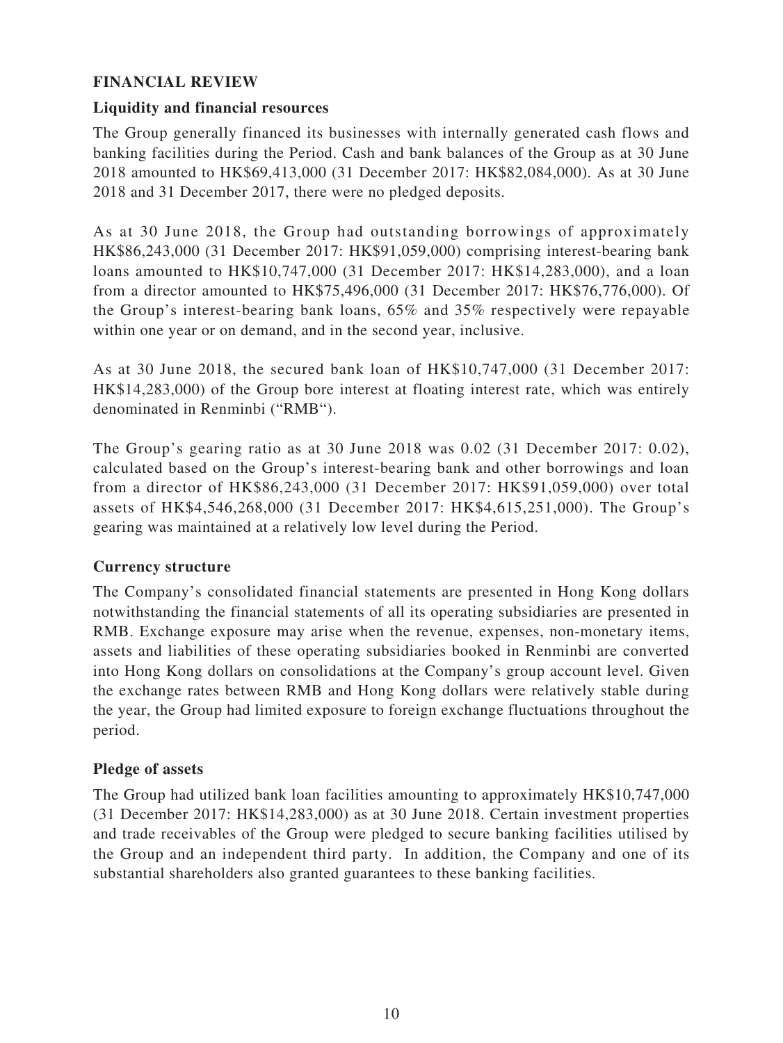## FINANCIAL REVIEW

### Liquidity and financial resources

The Group generally financed its businesses with internally generated cash flows and banking facilities during the Period. Cash and bank balances of the Group as at 30 June 2018 amounted to HK$69,413,000 (31 December 2017: HK$82,084,000). As at 30 June 2018 and 31 December 2017, there were no pledged deposits.

As at 30 June 2018, the Group had outstanding borrowings of approximately HK$86,243,000 (31 December 2017: HK$91,059,000) comprising interest-bearing bank loans amounted to HK$10,747,000 (31 December 2017: HK$14,283,000), and a loan from a director amounted to HK$75,496,000 (31 December 2017: HK$76,776,000). Of the Group's interest-bearing bank loans, 65% and 35% respectively were repayable within one year or on demand, and in the second year, inclusive.

As at 30 June 2018, the secured bank loan of HK$10,747,000 (31 December 2017: HK$14,283,000) of the Group bore interest at floating interest rate, which was entirely denominated in Renminbi ("RMB").

The Group's gearing ratio as at 30 June 2018 was 0.02 (31 December 2017: 0.02), calculated based on the Group's interest-bearing bank and other borrowings and loan from a director of HK$86,243,000 (31 December 2017: HK$91,059,000) over total assets of HK$4,546,268,000 (31 December 2017: HK$4,615,251,000). The Group's gearing was maintained at a relatively low level during the Period.

### Currency structure

The Company's consolidated financial statements are presented in Hong Kong dollars notwithstanding the financial statements of all its operating subsidiaries are presented in RMB. Exchange exposure may arise when the revenue, expenses, non-monetary items, assets and liabilities of these operating subsidiaries booked in Renminbi are converted into Hong Kong dollars on consolidations at the Company's group account level. Given the exchange rates between RMB and Hong Kong dollars were relatively stable during the year, the Group had limited exposure to foreign exchange fluctuations throughout the period.

### Pledge of assets

The Group had utilized bank loan facilities amounting to approximately HK$10,747,000 (31 December 2017: HK$14,283,000) as at 30 June 2018. Certain investment properties and trade receivables of the Group were pledged to secure banking facilities utilised by the Group and an independent third party. In addition, the Company and one of its substantial shareholders also granted guarantees to these banking facilities.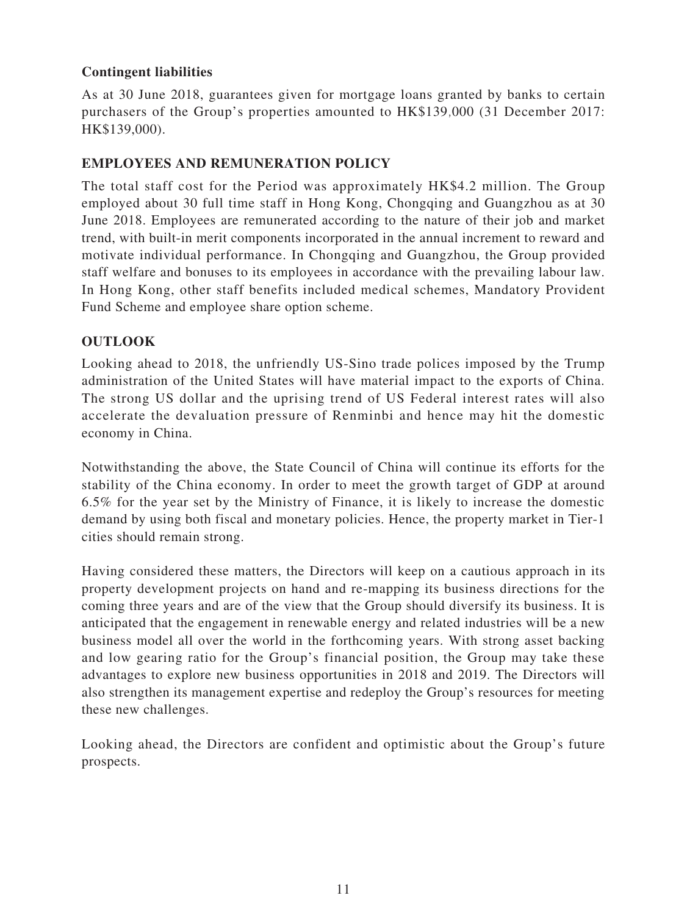**Contingent liabilities**

As at 30 June 2018, guarantees given for mortgage loans granted by banks to certain purchasers of the Group's properties amounted to HK$139,000 (31 December 2017: HK$139,000).

## EMPLOYEES AND REMUNERATION POLICY

The total staff cost for the Period was approximately HK$4.2 million. The Group employed about 30 full time staff in Hong Kong, Chongqing and Guangzhou as at 30 June 2018. Employees are remunerated according to the nature of their job and market trend, with built-in merit components incorporated in the annual increment to reward and motivate individual performance. In Chongqing and Guangzhou, the Group provided staff welfare and bonuses to its employees in accordance with the prevailing labour law. In Hong Kong, other staff benefits included medical schemes, Mandatory Provident Fund Scheme and employee share option scheme.

## OUTLOOK

Looking ahead to 2018, the unfriendly US-Sino trade polices imposed by the Trump administration of the United States will have material impact to the exports of China. The strong US dollar and the uprising trend of US Federal interest rates will also accelerate the devaluation pressure of Renminbi and hence may hit the domestic economy in China.

Notwithstanding the above, the State Council of China will continue its efforts for the stability of the China economy. In order to meet the growth target of GDP at around 6.5% for the year set by the Ministry of Finance, it is likely to increase the domestic demand by using both fiscal and monetary policies. Hence, the property market in Tier-1 cities should remain strong.

Having considered these matters, the Directors will keep on a cautious approach in its property development projects on hand and re-mapping its business directions for the coming three years and are of the view that the Group should diversify its business. It is anticipated that the engagement in renewable energy and related industries will be a new business model all over the world in the forthcoming years. With strong asset backing and low gearing ratio for the Group's financial position, the Group may take these advantages to explore new business opportunities in 2018 and 2019. The Directors will also strengthen its management expertise and redeploy the Group's resources for meeting these new challenges.

Looking ahead, the Directors are confident and optimistic about the Group's future prospects.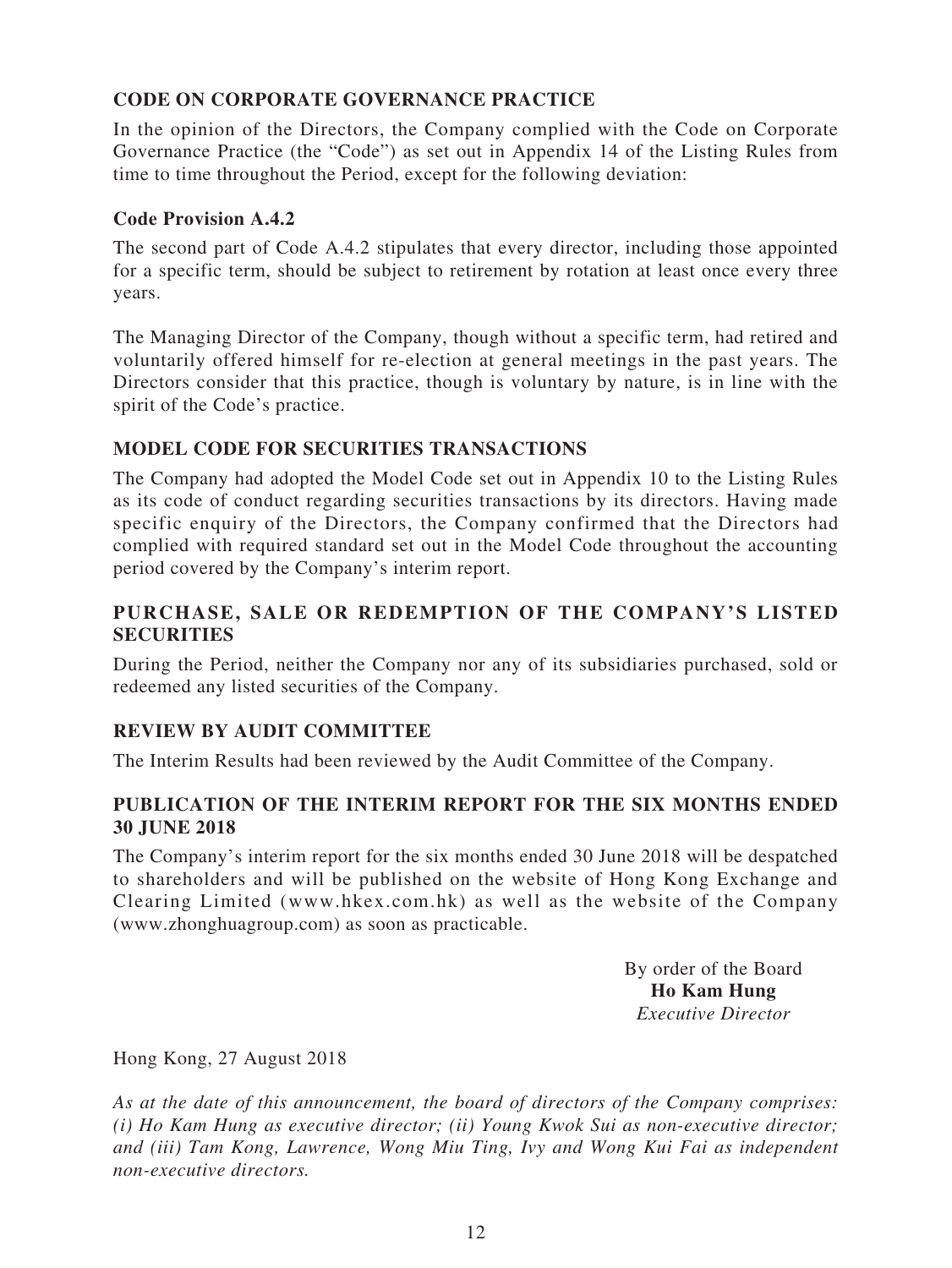## CODE ON CORPORATE GOVERNANCE PRACTICE

In the opinion of the Directors, the Company complied with the Code on Corporate Governance Practice (the "Code") as set out in Appendix 14 of the Listing Rules from time to time throughout the Period, except for the following deviation:

### Code Provision A.4.2

The second part of Code A.4.2 stipulates that every director, including those appointed for a specific term, should be subject to retirement by rotation at least once every three years.

The Managing Director of the Company, though without a specific term, had retired and voluntarily offered himself for re-election at general meetings in the past years. The Directors consider that this practice, though is voluntary by nature, is in line with the spirit of the Code's practice.

## MODEL CODE FOR SECURITIES TRANSACTIONS

The Company had adopted the Model Code set out in Appendix 10 to the Listing Rules as its code of conduct regarding securities transactions by its directors. Having made specific enquiry of the Directors, the Company confirmed that the Directors had complied with required standard set out in the Model Code throughout the accounting period covered by the Company's interim report.

## PURCHASE, SALE OR REDEMPTION OF THE COMPANY'S LISTED SECURITIES

During the Period, neither the Company nor any of its subsidiaries purchased, sold or redeemed any listed securities of the Company.

## REVIEW BY AUDIT COMMITTEE

The Interim Results had been reviewed by the Audit Committee of the Company.

## PUBLICATION OF THE INTERIM REPORT FOR THE SIX MONTHS ENDED 30 JUNE 2018

The Company's interim report for the six months ended 30 June 2018 will be despatched to shareholders and will be published on the website of Hong Kong Exchange and Clearing Limited (www.hkex.com.hk) as well as the website of the Company (www.zhonghuagroup.com) as soon as practicable.

By order of the Board
**Ho Kam Hung**
*Executive Director*

Hong Kong, 27 August 2018

*As at the date of this announcement, the board of directors of the Company comprises: (i) Ho Kam Hung as executive director; (ii) Young Kwok Sui as non-executive director; and (iii) Tam Kong, Lawrence, Wong Miu Ting, Ivy and Wong Kui Fai as independent non-executive directors.*